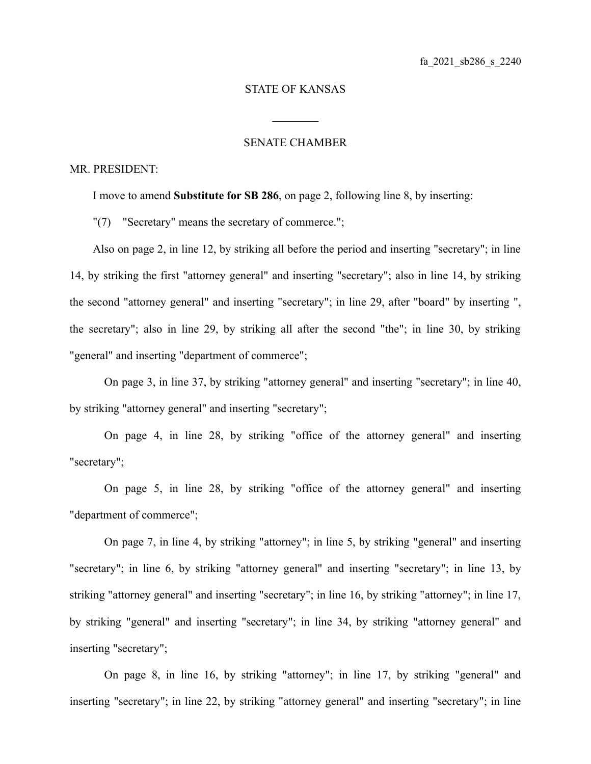fa_2021_sb286_s_2240

STATE OF KANSAS

________

SENATE CHAMBER

MR. PRESIDENT:

I move to amend **Substitute for SB 286**, on page 2, following line 8, by inserting:

"(7) "Secretary" means the secretary of commerce.";

Also on page 2, in line 12, by striking all before the period and inserting "secretary"; in line 14, by striking the first "attorney general" and inserting "secretary"; also in line 14, by striking the second "attorney general" and inserting "secretary"; in line 29, after "board" by inserting ", the secretary"; also in line 29, by striking all after the second "the"; in line 30, by striking "general" and inserting "department of commerce";

On page 3, in line 37, by striking "attorney general" and inserting "secretary"; in line 40, by striking "attorney general" and inserting "secretary";

On page 4, in line 28, by striking "office of the attorney general" and inserting "secretary";

On page 5, in line 28, by striking "office of the attorney general" and inserting "department of commerce";

On page 7, in line 4, by striking "attorney"; in line 5, by striking "general" and inserting "secretary"; in line 6, by striking "attorney general" and inserting "secretary"; in line 13, by striking "attorney general" and inserting "secretary"; in line 16, by striking "attorney"; in line 17, by striking "general" and inserting "secretary"; in line 34, by striking "attorney general" and inserting "secretary";

On page 8, in line 16, by striking "attorney"; in line 17, by striking "general" and inserting "secretary"; in line 22, by striking "attorney general" and inserting "secretary"; in line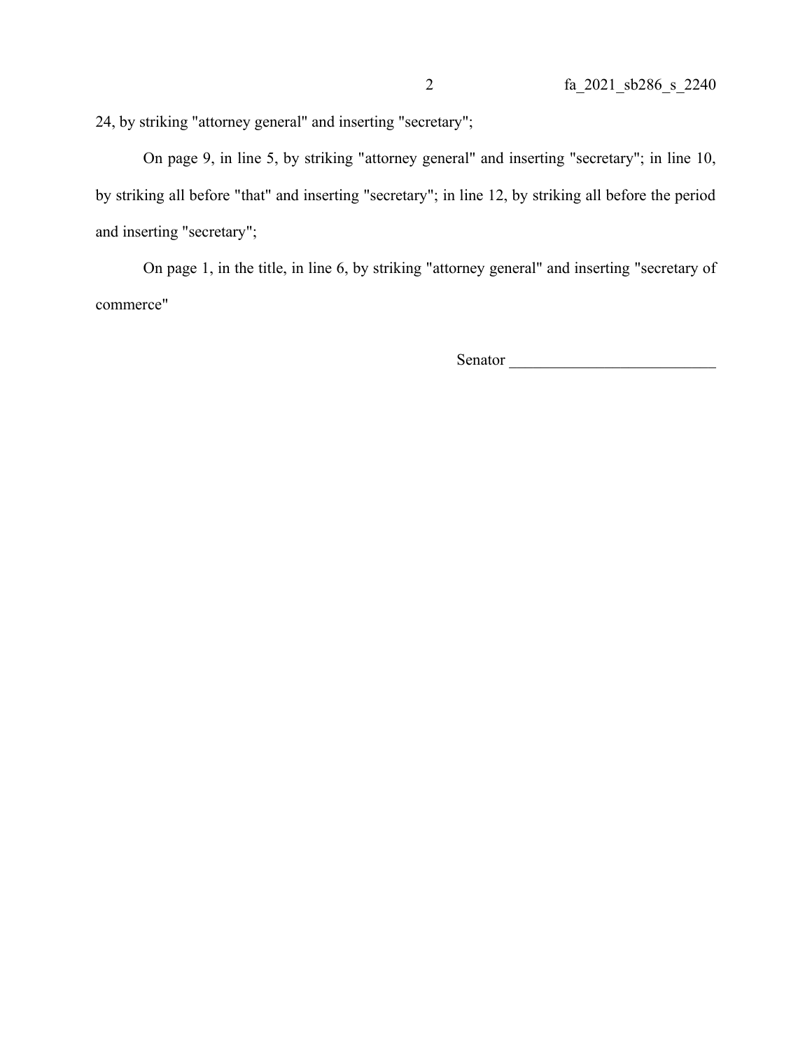24, by striking "attorney general" and inserting "secretary";

On page 9, in line 5, by striking "attorney general" and inserting "secretary"; in line 10, by striking all before "that" and inserting "secretary"; in line 12, by striking all before the period and inserting "secretary";

On page 1, in the title, in line 6, by striking "attorney general" and inserting "secretary of commerce"

Senator ___________________________